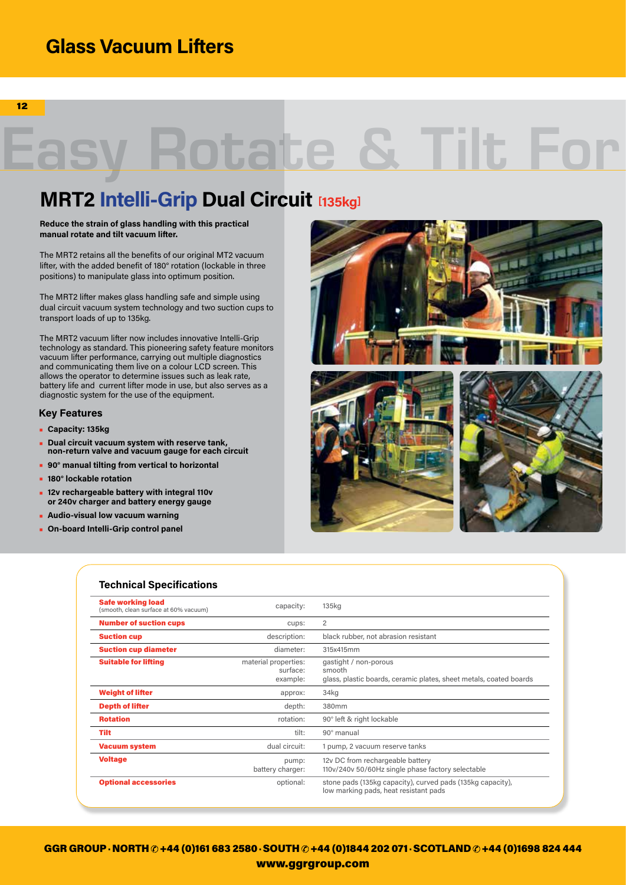# Glass Vacuum Lifters

Easy Rotate & Tilt For

## MRT2 Intelli-Grip Dual Circuit [135kg]

**Reduce the strain of glass handling with this practical manual rotate and tilt vacuum lifter.**

The MRT2 retains all the benefits of our original MT2 vacuum lifter, with the added benefit of 180° rotation (lockable in three positions) to manipulate glass into optimum position.

The MRT2 lifter makes glass handling safe and simple using dual circuit vacuum system technology and two suction cups to transport loads of up to 135kg.

The MRT2 vacuum lifter now includes innovative Intelli-Grip technology as standard. This pioneering safety feature monitors vacuum lifter performance, carrying out multiple diagnostics and communicating them live on a colour LCD screen. This allows the operator to determine issues such as leak rate, battery life and current lifter mode in use, but also serves as a diagnostic system for the use of the equipment.

### Key Features

- **Capacity: 135kg**
- **Dual circuit vacuum system with reserve tank, non-return valve and vacuum gauge for each circuit**
- **90° manual tilting from vertical to horizontal**
- **180° lockable rotation**
- **12v rechargeable battery with integral 110v or 240v charger and battery energy gauge**
- **Audio-visual low vacuum warning**
- **On-board Intelli-Grip control panel**

### Technical Specifications

| | | |
|---|---|---|
| **Safe working load** (smooth, clean surface at 60% vacuum) | capacity: | 135kg |
| **Number of suction cups** | cups: | 2 |
| **Suction cup** | description: | black rubber, not abrasion resistant |
| **Suction cup diameter** | diameter: | 315x415mm |
| **Suitable for lifting** | material properties:<br>surface:<br>example: | gastight / non-porous<br>smooth<br>glass, plastic boards, ceramic plates, sheet metals, coated boards |
| **Weight of lifter** | approx: | 34kg |
| **Depth of lifter** | depth: | 380mm |
| **Rotation** | rotation: | 90° left & right lockable |
| **Tilt** | tilt: | 90° manual |
| **Vacuum system** | dual circuit: | 1 pump, 2 vacuum reserve tanks |
| **Voltage** | pump:<br>battery charger: | 12v DC from rechargeable battery<br>110v/240v 50/60Hz single phase factory selectable |
| **Optional accessories** | optional: | stone pads (135kg capacity), curved pads (135kg capacity), low marking pads, heat resistant pads |

GGR GROUP · NORTH ✆ +44 (0)161 683 2580 · SOUTH ✆ +44 (0)1844 202 071 · SCOTLAND ✆ +44 (0)1698 824 444
www.ggrgroup.com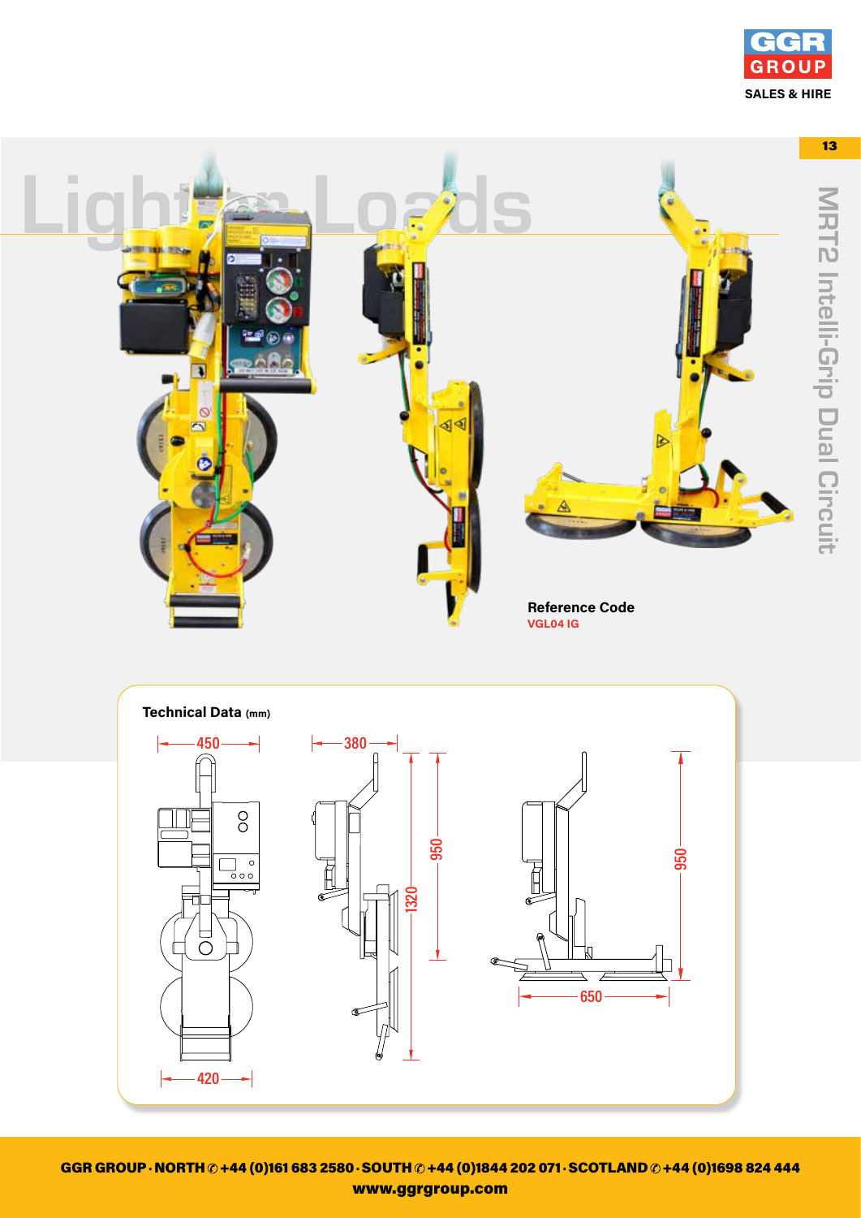# Lighter Loads

## MRT2 Intelli-Grip Dual Circuit

**Reference Code**
VGL04 IG

### Technical Data (mm)

450
420
380
1320
950
950
650

GGR GROUP · NORTH ✆ +44 (0)161 683 2580 · SOUTH ✆ +44 (0)1844 202 071 · SCOTLAND ✆ +44 (0)1698 824 444
www.ggrgroup.com